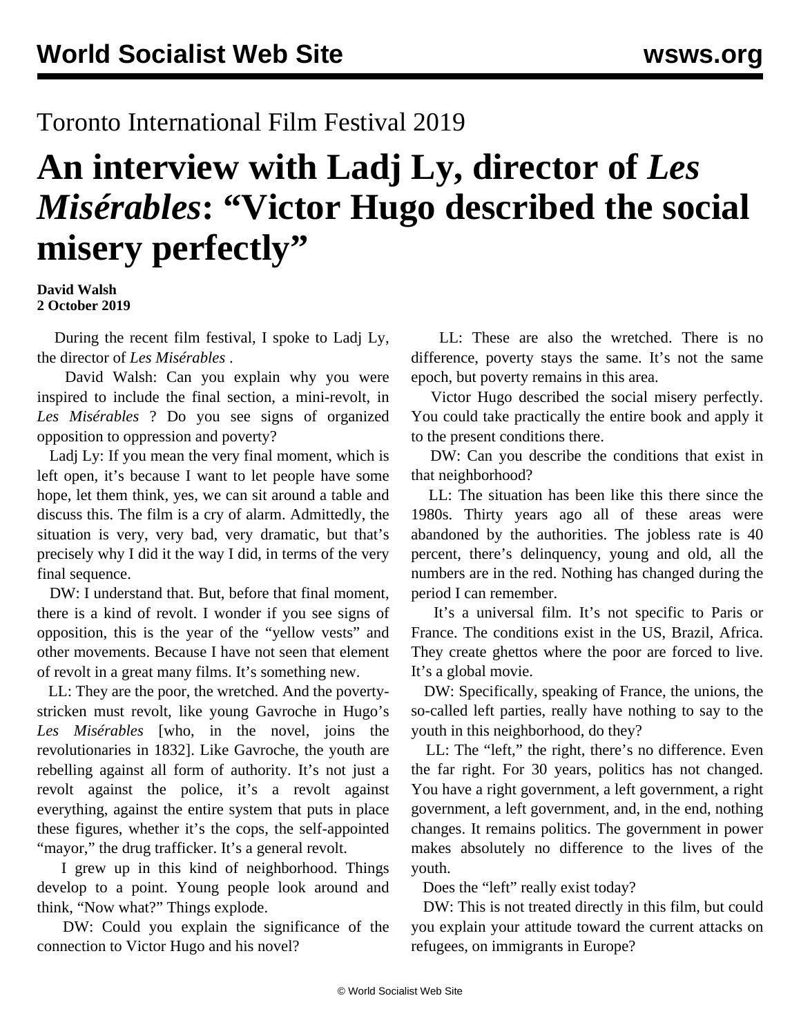Toronto International Film Festival 2019

# An interview with Ladj Ly, director of *Les Misérables*: "Victor Hugo described the social misery perfectly"

**David Walsh**
**2 October 2019**

During the recent film festival, I spoke to Ladj Ly, the director of *Les Misérables* .

David Walsh: Can you explain why you were inspired to include the final section, a mini-revolt, in *Les Misérables* ? Do you see signs of organized opposition to oppression and poverty?

Ladj Ly: If you mean the very final moment, which is left open, it's because I want to let people have some hope, let them think, yes, we can sit around a table and discuss this. The film is a cry of alarm. Admittedly, the situation is very, very bad, very dramatic, but that's precisely why I did it the way I did, in terms of the very final sequence.

DW: I understand that. But, before that final moment, there is a kind of revolt. I wonder if you see signs of opposition, this is the year of the "yellow vests" and other movements. Because I have not seen that element of revolt in a great many films. It's something new.

LL: They are the poor, the wretched. And the poverty-stricken must revolt, like young Gavroche in Hugo's *Les Misérables* [who, in the novel, joins the revolutionaries in 1832]. Like Gavroche, the youth are rebelling against all form of authority. It's not just a revolt against the police, it's a revolt against everything, against the entire system that puts in place these figures, whether it's the cops, the self-appointed "mayor," the drug trafficker. It's a general revolt.

I grew up in this kind of neighborhood. Things develop to a point. Young people look around and think, "Now what?" Things explode.

DW: Could you explain the significance of the connection to Victor Hugo and his novel?

LL: These are also the wretched. There is no difference, poverty stays the same. It's not the same epoch, but poverty remains in this area.

Victor Hugo described the social misery perfectly. You could take practically the entire book and apply it to the present conditions there.

DW: Can you describe the conditions that exist in that neighborhood?

LL: The situation has been like this there since the 1980s. Thirty years ago all of these areas were abandoned by the authorities. The jobless rate is 40 percent, there's delinquency, young and old, all the numbers are in the red. Nothing has changed during the period I can remember.

It's a universal film. It's not specific to Paris or France. The conditions exist in the US, Brazil, Africa. They create ghettos where the poor are forced to live. It's a global movie.

DW: Specifically, speaking of France, the unions, the so-called left parties, really have nothing to say to the youth in this neighborhood, do they?

LL: The "left," the right, there's no difference. Even the far right. For 30 years, politics has not changed. You have a right government, a left government, a right government, a left government, and, in the end, nothing changes. It remains politics. The government in power makes absolutely no difference to the lives of the youth.

Does the "left" really exist today?

DW: This is not treated directly in this film, but could you explain your attitude toward the current attacks on refugees, on immigrants in Europe?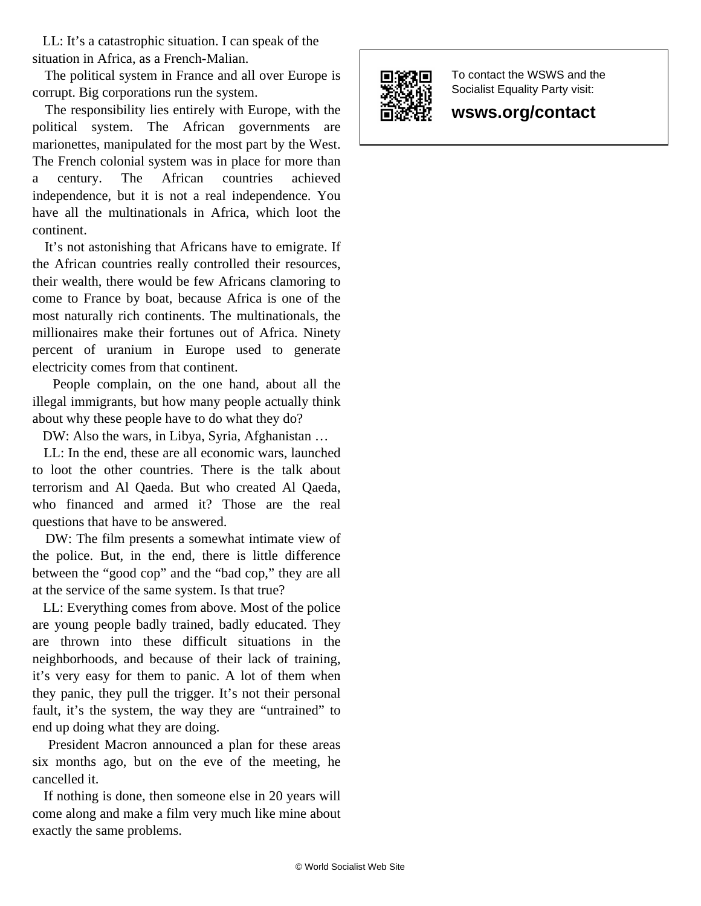LL: It's a catastrophic situation. I can speak of the situation in Africa, as a French-Malian.

The political system in France and all over Europe is corrupt. Big corporations run the system.

The responsibility lies entirely with Europe, with the political system. The African governments are marionettes, manipulated for the most part by the West. The French colonial system was in place for more than a century. The African countries achieved independence, but it is not a real independence. You have all the multinationals in Africa, which loot the continent.

It's not astonishing that Africans have to emigrate. If the African countries really controlled their resources, their wealth, there would be few Africans clamoring to come to France by boat, because Africa is one of the most naturally rich continents. The multinationals, the millionaires make their fortunes out of Africa. Ninety percent of uranium in Europe used to generate electricity comes from that continent.

People complain, on the one hand, about all the illegal immigrants, but how many people actually think about why these people have to do what they do?

DW: Also the wars, in Libya, Syria, Afghanistan …

LL: In the end, these are all economic wars, launched to loot the other countries. There is the talk about terrorism and Al Qaeda. But who created Al Qaeda, who financed and armed it? Those are the real questions that have to be answered.

DW: The film presents a somewhat intimate view of the police. But, in the end, there is little difference between the "good cop" and the "bad cop," they are all at the service of the same system. Is that true?

LL: Everything comes from above. Most of the police are young people badly trained, badly educated. They are thrown into these difficult situations in the neighborhoods, and because of their lack of training, it's very easy for them to panic. A lot of them when they panic, they pull the trigger. It's not their personal fault, it's the system, the way they are "untrained" to end up doing what they are doing.

President Macron announced a plan for these areas six months ago, but on the eve of the meeting, he cancelled it.

If nothing is done, then someone else in 20 years will come along and make a film very much like mine about exactly the same problems.

To contact the WSWS and the Socialist Equality Party visit:

**wsws.org/contact**